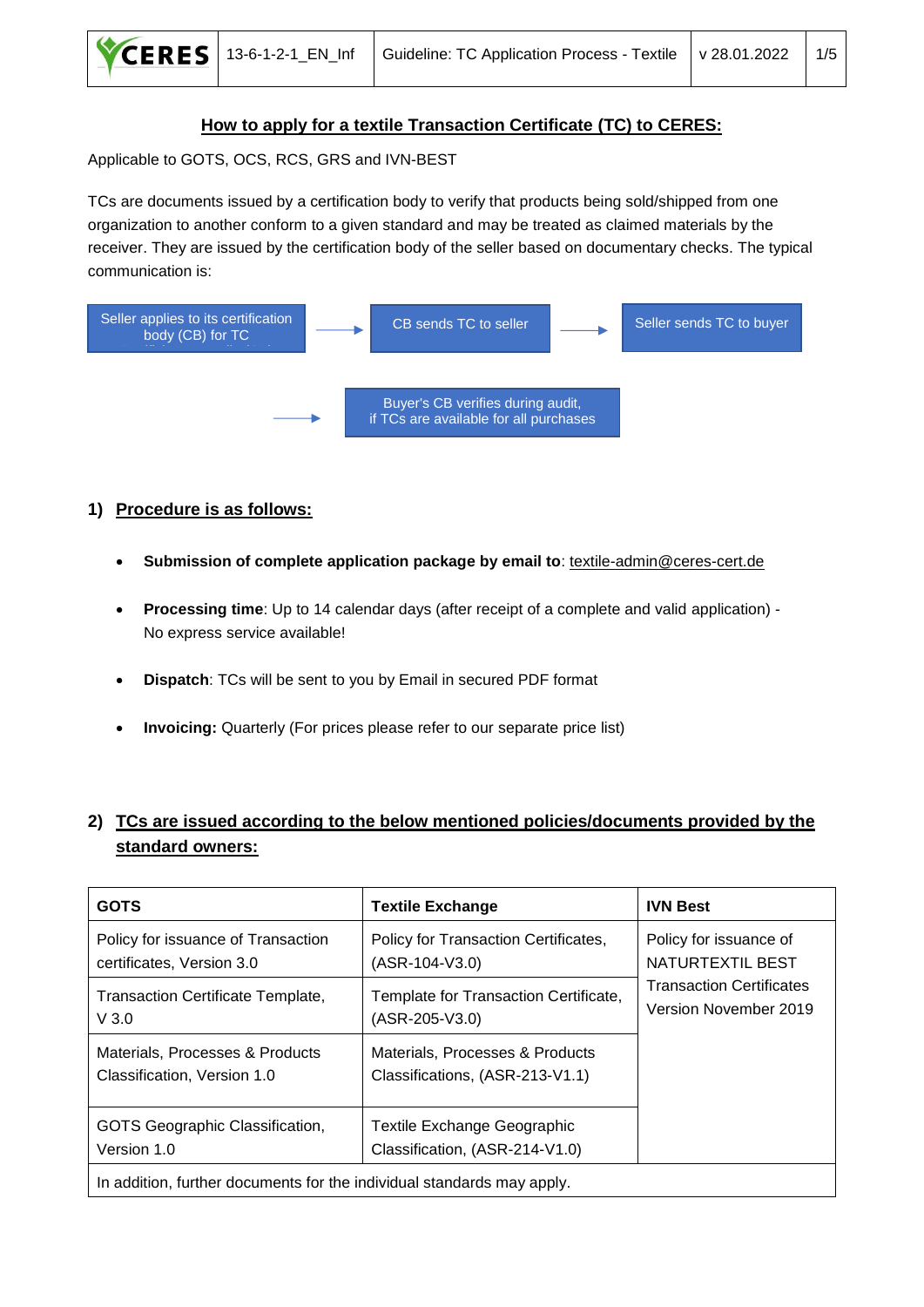**How to apply for a textile Transaction Certificate (TC) to CERES:**

Applicable to GOTS, OCS, RCS, GRS and IVN-BEST

TCs are documents issued by a certification body to verify that products being sold/shipped from one organization to another conform to a given standard and may be treated as claimed materials by the receiver. They are issued by the certification body of the seller based on documentary checks. The typical communication is:

Seller applies to its certification body (CB) for TC → CB sends TC to seller → Seller sends TC to buyer → Buyer's CB verifies during audit, if TCs are available for all purchases

## 1) Procedure is as follows:

- **Submission of complete application package by email to**: textile-admin@ceres-cert.de
- **Processing time**: Up to 14 calendar days (after receipt of a complete and valid application) - No express service available!
- **Dispatch**: TCs will be sent to you by Email in secured PDF format
- **Invoicing:** Quarterly (For prices please refer to our separate price list)

## 2) TCs are issued according to the below mentioned policies/documents provided by the standard owners:

| GOTS | Textile Exchange | IVN Best |
|---|---|---|
| Policy for issuance of Transaction certificates, Version 3.0 | Policy for Transaction Certificates, (ASR-104-V3.0) | Policy for issuance of NATURTEXTIL BEST Transaction Certificates Version November 2019 |
| Transaction Certificate Template, V 3.0 | Template for Transaction Certificate, (ASR-205-V3.0) | |
| Materials, Processes & Products Classification, Version 1.0 | Materials, Processes & Products Classifications, (ASR-213-V1.1) | |
| GOTS Geographic Classification, Version 1.0 | Textile Exchange Geographic Classification, (ASR-214-V1.0) | |
| In addition, further documents for the individual standards may apply. | | |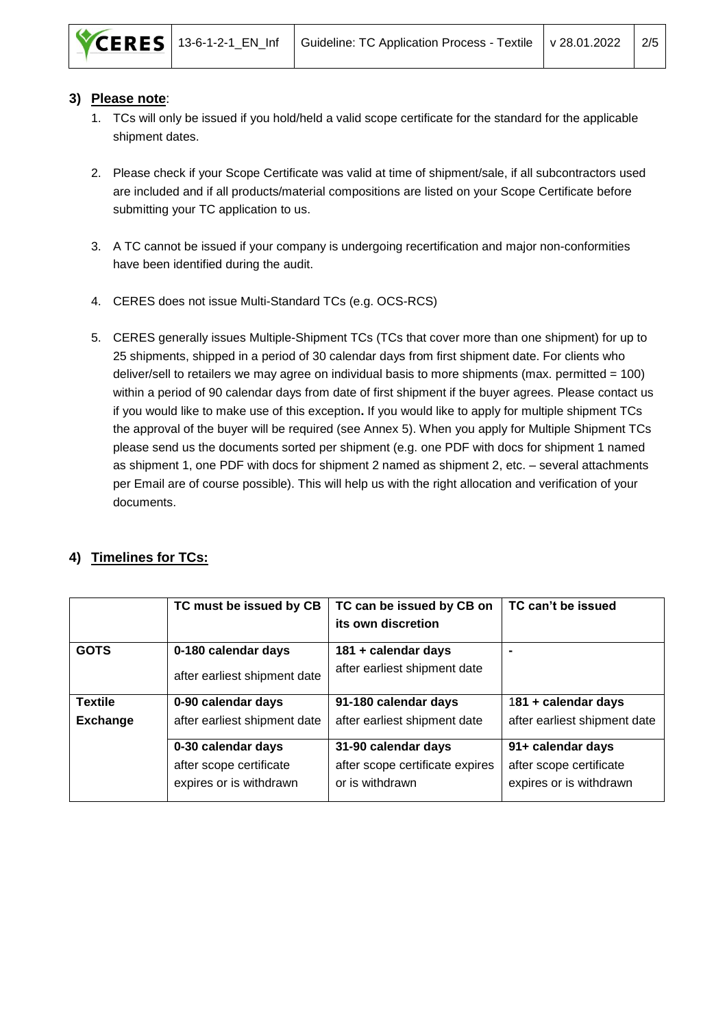## 3) Please note:

1. TCs will only be issued if you hold/held a valid scope certificate for the standard for the applicable shipment dates.

2. Please check if your Scope Certificate was valid at time of shipment/sale, if all subcontractors used are included and if all products/material compositions are listed on your Scope Certificate before submitting your TC application to us.

3. A TC cannot be issued if your company is undergoing recertification and major non-conformities have been identified during the audit.

4. CERES does not issue Multi-Standard TCs (e.g. OCS-RCS)

5. CERES generally issues Multiple-Shipment TCs (TCs that cover more than one shipment) for up to 25 shipments, shipped in a period of 30 calendar days from first shipment date. For clients who deliver/sell to retailers we may agree on individual basis to more shipments (max. permitted = 100) within a period of 90 calendar days from date of first shipment if the buyer agrees. Please contact us if you would like to make use of this exception**.** If you would like to apply for multiple shipment TCs the approval of the buyer will be required (see Annex 5). When you apply for Multiple Shipment TCs please send us the documents sorted per shipment (e.g. one PDF with docs for shipment 1 named as shipment 1, one PDF with docs for shipment 2 named as shipment 2, etc. – several attachments per Email are of course possible). This will help us with the right allocation and verification of your documents.

## 4) Timelines for TCs:

| | TC must be issued by CB | TC can be issued by CB on its own discretion | TC can't be issued |
|---|---|---|---|
| **GOTS** | **0-180 calendar days** after earliest shipment date | **181 + calendar days** after earliest shipment date | **-** |
| **Textile Exchange** | **0-90 calendar days** after earliest shipment date | **91-180 calendar days** after earliest shipment date | 1**81 + calendar days** after earliest shipment date |
| | **0-30 calendar days** after scope certificate expires or is withdrawn | **31-90 calendar days** after scope certificate expires or is withdrawn | **91+ calendar days** after scope certificate expires or is withdrawn |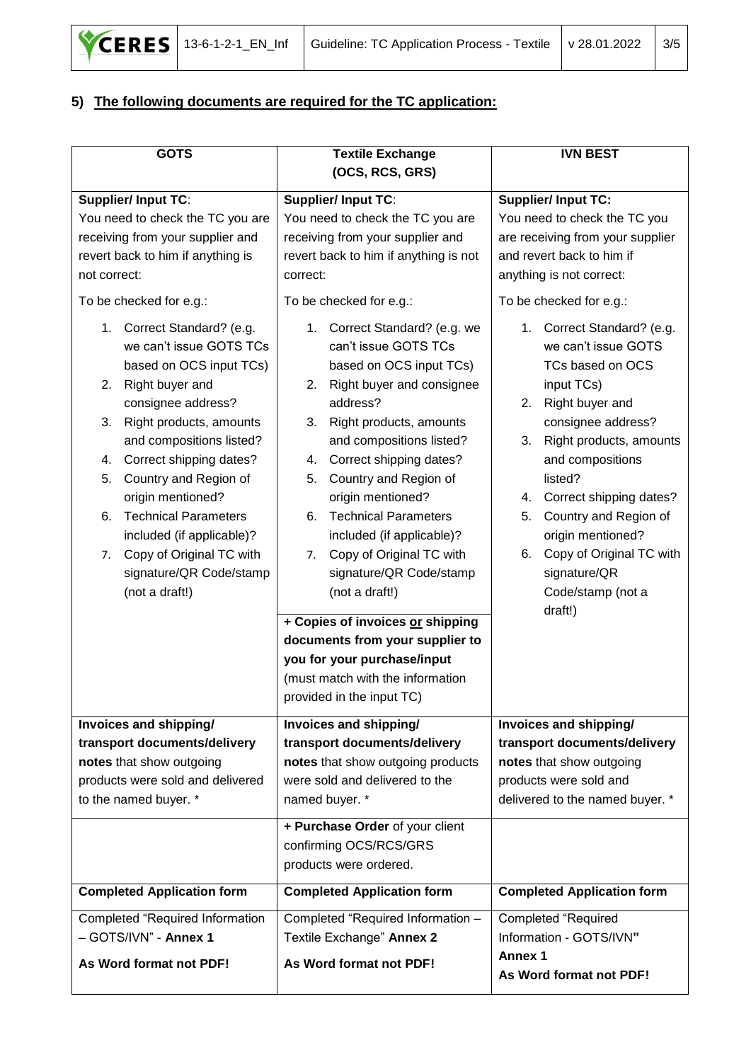## 5) The following documents are required for the TC application:

| GOTS | Textile Exchange (OCS, RCS, GRS) | IVN BEST |
|---|---|---|
| **Supplier/ Input TC**:<br>You need to check the TC you are receiving from your supplier and revert back to him if anything is not correct:<br>To be checked for e.g.:<br>1. Correct Standard? (e.g. we can't issue GOTS TCs based on OCS input TCs)<br>2. Right buyer and consignee address?<br>3. Right products, amounts and compositions listed?<br>4. Correct shipping dates?<br>5. Country and Region of origin mentioned?<br>6. Technical Parameters included (if applicable)?<br>7. Copy of Original TC with signature/QR Code/stamp (not a draft!) | **Supplier/ Input TC**:<br>You need to check the TC you are receiving from your supplier and revert back to him if anything is not correct:<br>To be checked for e.g.:<br>1. Correct Standard? (e.g. we can't issue GOTS TCs based on OCS input TCs)<br>2. Right buyer and consignee address?<br>3. Right products, amounts and compositions listed?<br>4. Correct shipping dates?<br>5. Country and Region of origin mentioned?<br>6. Technical Parameters included (if applicable)?<br>7. Copy of Original TC with signature/QR Code/stamp (not a draft!)<br>**+ Copies of invoices <u>or</u> shipping documents from your supplier to you for your purchase/input** (must match with the information provided in the input TC) | **Supplier/ Input TC:**<br>You need to check the TC you are receiving from your supplier and revert back to him if anything is not correct:<br>To be checked for e.g.:<br>1. Correct Standard? (e.g. we can't issue GOTS TCs based on OCS input TCs)<br>2. Right buyer and consignee address?<br>3. Right products, amounts and compositions listed?<br>4. Correct shipping dates?<br>5. Country and Region of origin mentioned?<br>6. Copy of Original TC with signature/QR Code/stamp (not a draft!) |
| **Invoices and shipping/ transport documents/delivery notes** that show outgoing products were sold and delivered to the named buyer. * | **Invoices and shipping/ transport documents/delivery notes** that show outgoing products were sold and delivered to the named buyer. * | **Invoices and shipping/ transport documents/delivery notes** that show outgoing products were sold and delivered to the named buyer. * |
| | **+ Purchase Order** of your client confirming OCS/RCS/GRS products were ordered. | |
| **Completed Application form** | **Completed Application form** | **Completed Application form** |
| Completed "Required Information – GOTS/IVN" - **Annex 1**<br>**As Word format not PDF!** | Completed "Required Information – Textile Exchange" **Annex 2**<br>**As Word format not PDF!** | Completed "Required Information - GOTS/IVN" **Annex 1**<br>**As Word format not PDF!** |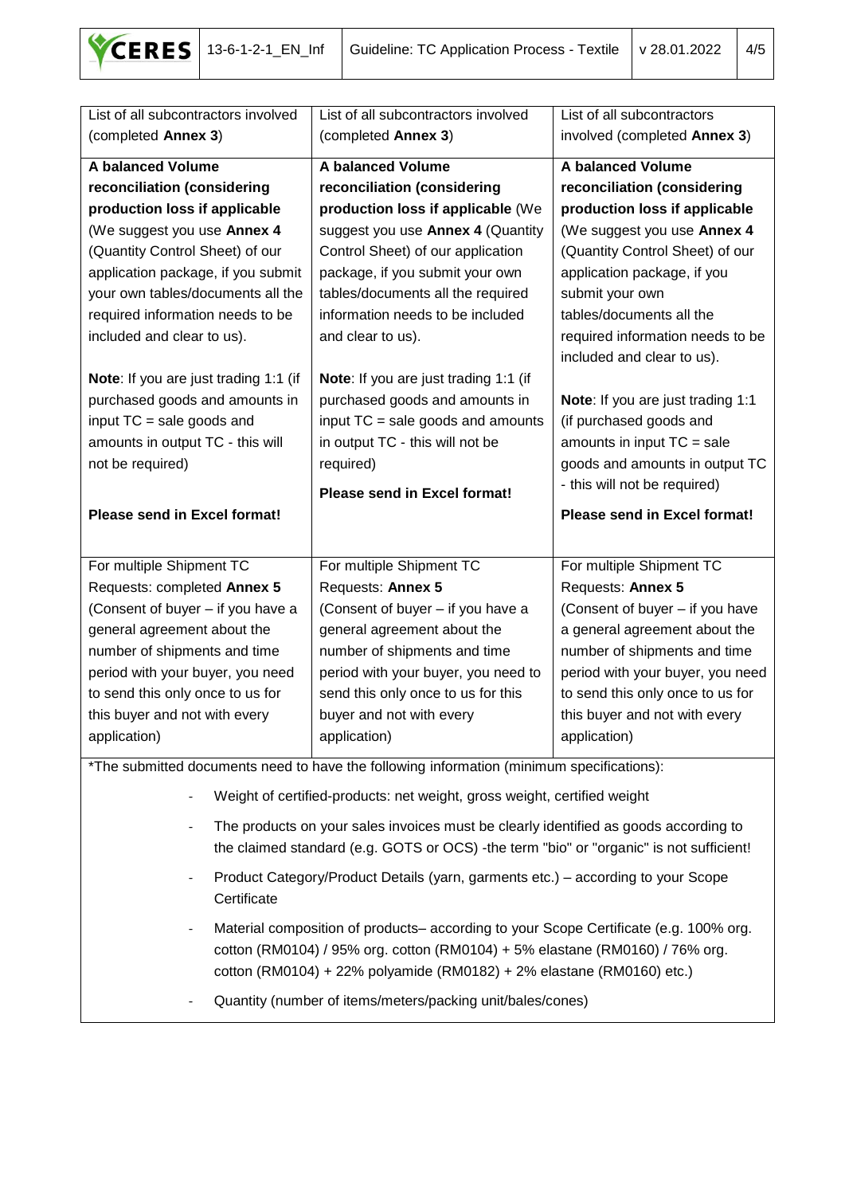| | | |
|---|---|---|
| List of all subcontractors involved (completed **Annex 3**) | List of all subcontractors involved (completed **Annex 3**) | List of all subcontractors involved (completed **Annex 3**) |
| **A balanced Volume reconciliation (considering production loss if applicable** (We suggest you use **Annex 4** (Quantity Control Sheet) of our application package, if you submit your own tables/documents all the required information needs to be included and clear to us).<br><br>**Note**: If you are just trading 1:1 (if purchased goods and amounts in input TC = sale goods and amounts in output TC - this will not be required)<br><br>**Please send in Excel format!** | **A balanced Volume reconciliation (considering production loss if applicable** (We suggest you use **Annex 4** (Quantity Control Sheet) of our application package, if you submit your own tables/documents all the required information needs to be included and clear to us).<br><br>**Note**: If you are just trading 1:1 (if purchased goods and amounts in input TC = sale goods and amounts in output TC - this will not be required)<br><br>**Please send in Excel format!** | **A balanced Volume reconciliation (considering production loss if applicable** (We suggest you use **Annex 4** (Quantity Control Sheet) of our application package, if you submit your own tables/documents all the required information needs to be included and clear to us).<br><br>**Note**: If you are just trading 1:1 (if purchased goods and amounts in input TC = sale goods and amounts in output TC - this will not be required)<br><br>**Please send in Excel format!** |
| For multiple Shipment TC Requests: completed **Annex 5** (Consent of buyer – if you have a general agreement about the number of shipments and time period with your buyer, you need to send this only once to us for this buyer and not with every application) | For multiple Shipment TC Requests: **Annex 5** (Consent of buyer – if you have a general agreement about the number of shipments and time period with your buyer, you need to send this only once to us for this buyer and not with every application) | For multiple Shipment TC Requests: **Annex 5** (Consent of buyer – if you have a general agreement about the number of shipments and time period with your buyer, you need to send this only once to us for this buyer and not with every application) |

*The submitted documents need to have the following information (minimum specifications):

- Weight of certified-products: net weight, gross weight, certified weight
- The products on your sales invoices must be clearly identified as goods according to the claimed standard (e.g. GOTS or OCS) -the term "bio" or "organic" is not sufficient!
- Product Category/Product Details (yarn, garments etc.) – according to your Scope Certificate
- Material composition of products– according to your Scope Certificate (e.g. 100% org. cotton (RM0104) / 95% org. cotton (RM0104) + 5% elastane (RM0160) / 76% org. cotton (RM0104) + 22% polyamide (RM0182) + 2% elastane (RM0160) etc.)
- Quantity (number of items/meters/packing unit/bales/cones)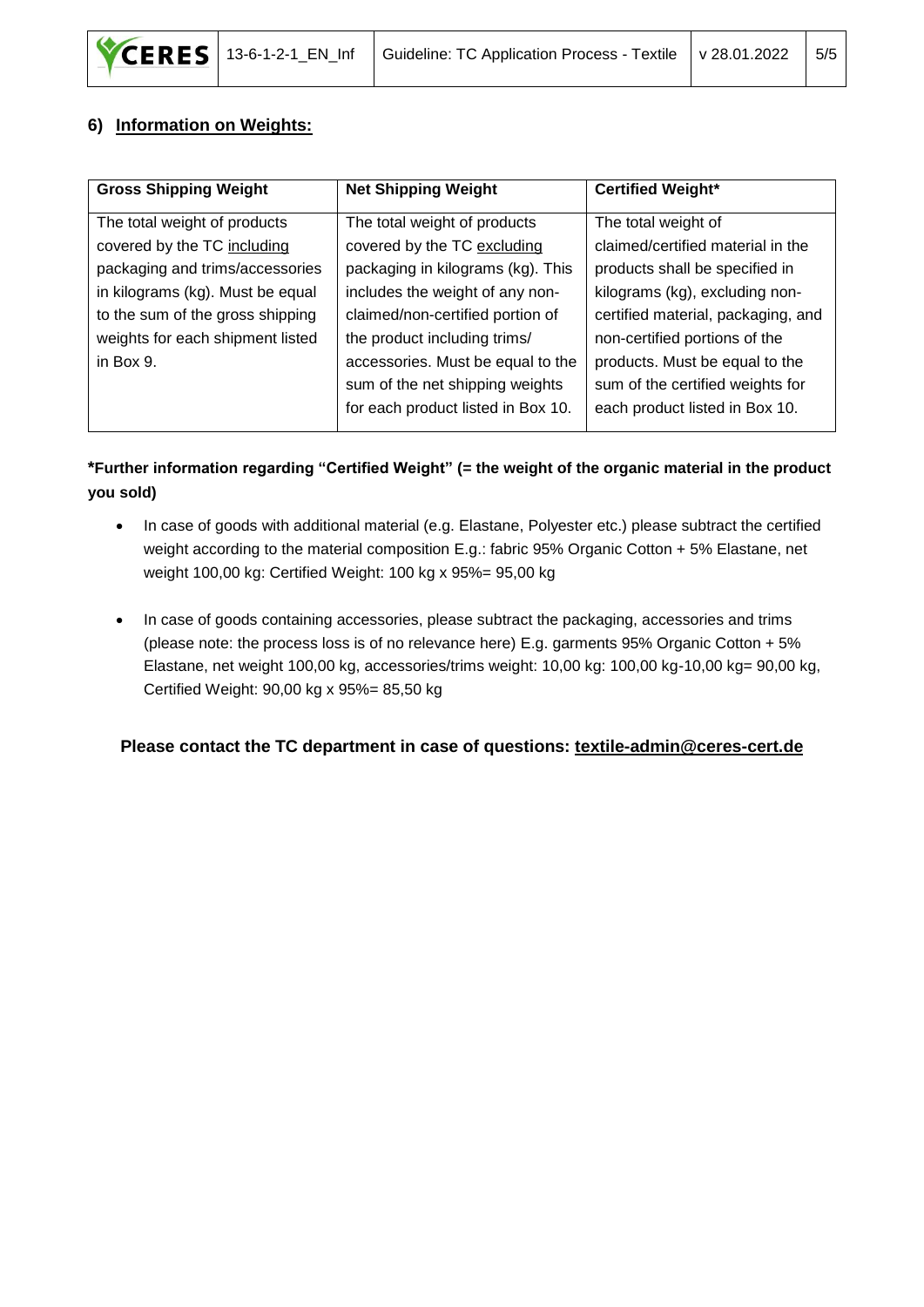## 6) Information on Weights:

| Gross Shipping Weight | Net Shipping Weight | Certified Weight* |
|---|---|---|
| The total weight of products covered by the TC including packaging and trims/accessories in kilograms (kg). Must be equal to the sum of the gross shipping weights for each shipment listed in Box 9. | The total weight of products covered by the TC excluding packaging in kilograms (kg). This includes the weight of any non-claimed/non-certified portion of the product including trims/ accessories. Must be equal to the sum of the net shipping weights for each product listed in Box 10. | The total weight of claimed/certified material in the products shall be specified in kilograms (kg), excluding non-certified material, packaging, and non-certified portions of the products. Must be equal to the sum of the certified weights for each product listed in Box 10. |

**\*Further information regarding "Certified Weight" (= the weight of the organic material in the product you sold)**

- In case of goods with additional material (e.g. Elastane, Polyester etc.) please subtract the certified weight according to the material composition E.g.: fabric 95% Organic Cotton + 5% Elastane, net weight 100,00 kg: Certified Weight: 100 kg x 95%= 95,00 kg
- In case of goods containing accessories, please subtract the packaging, accessories and trims (please note: the process loss is of no relevance here) E.g. garments 95% Organic Cotton + 5% Elastane, net weight 100,00 kg, accessories/trims weight: 10,00 kg: 100,00 kg-10,00 kg= 90,00 kg, Certified Weight: 90,00 kg x 95%= 85,50 kg

**Please contact the TC department in case of questions: textile-admin@ceres-cert.de**